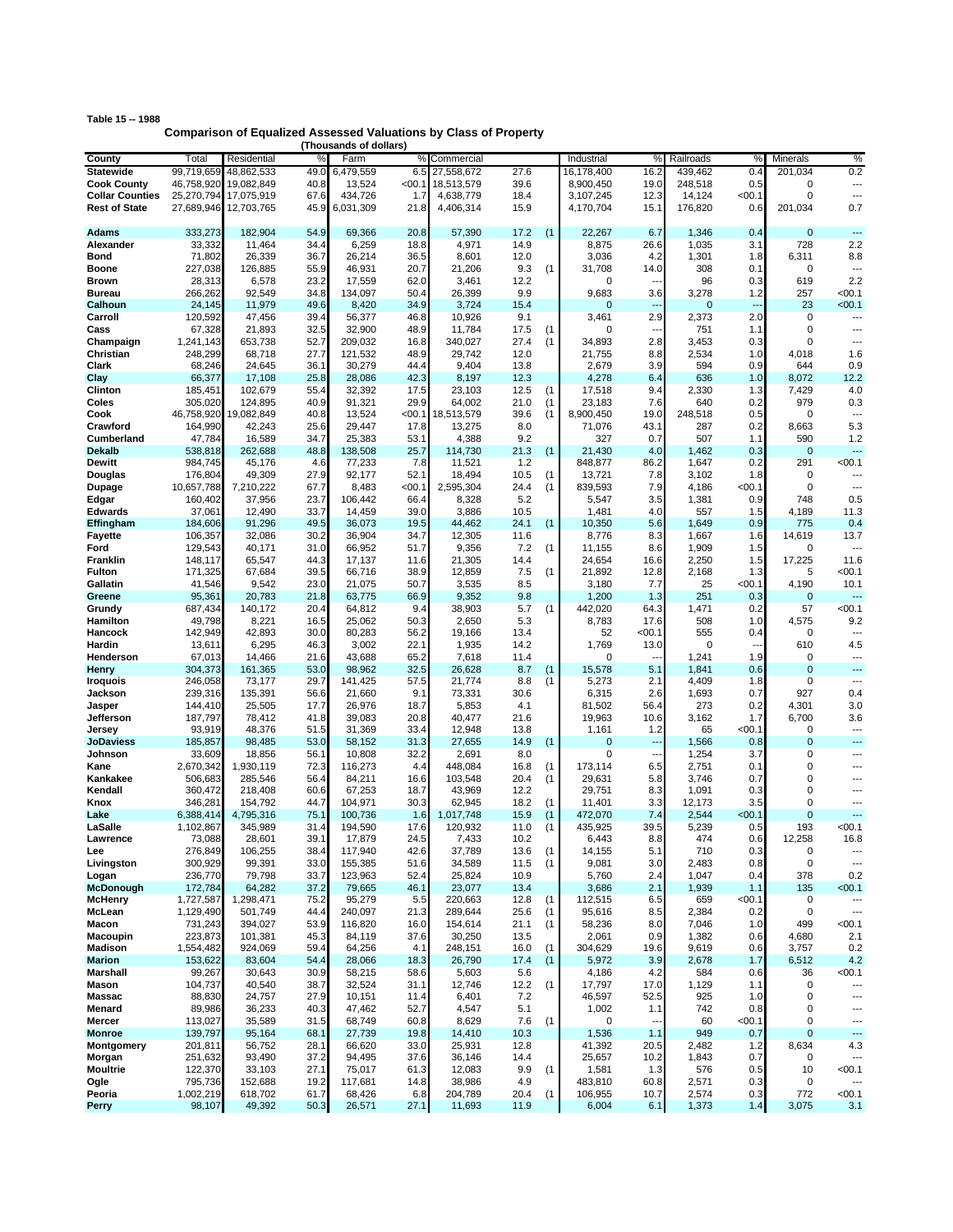**Table 15 -- 1988**

## Comparison of Equalized Assessed Valuations by Class of Property

(Thousands of dollars)

| County | Total | Residential | % | Farm | % | Commercial | % | | Industrial | % | Railroads | % | Minerals | % |
|---|---|---|---|---|---|---|---|---|---|---|---|---|---|---|
| **Statewide** | 99,719,659 | 48,862,533 | 49.0 | 6,479,559 | 6.5 | 27,558,672 | 27.6 | | 16,178,400 | 16.2 | 439,462 | 0.4 | 201,034 | 0.2 |
| **Cook County** | 46,758,920 | 19,082,849 | 40.8 | 13,524 | <00.1 | 18,513,579 | 39.6 | | 8,900,450 | 19.0 | 248,518 | 0.5 | 0 | --- |
| **Collar Counties** | 25,270,794 | 17,075,919 | 67.6 | 434,726 | 1.7 | 4,638,779 | 18.4 | | 3,107,245 | 12.3 | 14,124 | <00.1 | 0 | --- |
| **Rest of State** | 27,689,946 | 12,703,765 | 45.9 | 6,031,309 | 21.8 | 4,406,314 | 15.9 | | 4,170,704 | 15.1 | 176,820 | 0.6 | 201,034 | 0.7 |
| **Adams** | 333,273 | 182,904 | 54.9 | 69,366 | 20.8 | 57,390 | 17.2 | (1 | 22,267 | 6.7 | 1,346 | 0.4 | 0 | --- |
| **Alexander** | 33,332 | 11,464 | 34.4 | 6,259 | 18.8 | 4,971 | 14.9 | | 8,875 | 26.6 | 1,035 | 3.1 | 728 | 2.2 |
| **Bond** | 71,802 | 26,339 | 36.7 | 26,214 | 36.5 | 8,601 | 12.0 | | 3,036 | 4.2 | 1,301 | 1.8 | 6,311 | 8.8 |
| **Boone** | 227,038 | 126,885 | 55.9 | 46,931 | 20.7 | 21,206 | 9.3 | (1 | 31,708 | 14.0 | 308 | 0.1 | 0 | --- |
| **Brown** | 28,313 | 6,578 | 23.2 | 17,559 | 62.0 | 3,461 | 12.2 | | 0 | --- | 96 | 0.3 | 619 | 2.2 |
| **Bureau** | 266,262 | 92,549 | 34.8 | 134,097 | 50.4 | 26,399 | 9.9 | | 9,683 | 3.6 | 3,278 | 1.2 | 257 | <00.1 |
| **Calhoun** | 24,145 | 11,979 | 49.6 | 8,420 | 34.9 | 3,724 | 15.4 | | 0 | --- | 0 | --- | 23 | <00.1 |
| **Carroll** | 120,592 | 47,456 | 39.4 | 56,377 | 46.8 | 10,926 | 9.1 | | 3,461 | 2.9 | 2,373 | 2.0 | 0 | --- |
| **Cass** | 67,328 | 21,893 | 32.5 | 32,900 | 48.9 | 11,784 | 17.5 | (1 | 0 | --- | 751 | 1.1 | 0 | --- |
| **Champaign** | 1,241,143 | 653,738 | 52.7 | 209,032 | 16.8 | 340,027 | 27.4 | (1 | 34,893 | 2.8 | 3,453 | 0.3 | 0 | --- |
| **Christian** | 248,299 | 68,718 | 27.7 | 121,532 | 48.9 | 29,742 | 12.0 | | 21,755 | 8.8 | 2,534 | 1.0 | 4,018 | 1.6 |
| **Clark** | 68,246 | 24,645 | 36.1 | 30,279 | 44.4 | 9,404 | 13.8 | | 2,679 | 3.9 | 594 | 0.9 | 644 | 0.9 |
| **Clay** | 66,377 | 17,108 | 25.8 | 28,086 | 42.3 | 8,197 | 12.3 | | 4,278 | 6.4 | 636 | 1.0 | 8,072 | 12.2 |
| **Clinton** | 185,451 | 102,679 | 55.4 | 32,392 | 17.5 | 23,103 | 12.5 | (1 | 17,518 | 9.4 | 2,330 | 1.3 | 7,429 | 4.0 |
| **Coles** | 305,020 | 124,895 | 40.9 | 91,321 | 29.9 | 64,002 | 21.0 | (1 | 23,183 | 7.6 | 640 | 0.2 | 979 | 0.3 |
| **Cook** | 46,758,920 | 19,082,849 | 40.8 | 13,524 | <00.1 | 18,513,579 | 39.6 | (1 | 8,900,450 | 19.0 | 248,518 | 0.5 | 0 | --- |
| **Crawford** | 164,990 | 42,243 | 25.6 | 29,447 | 17.8 | 13,275 | 8.0 | | 71,076 | 43.1 | 287 | 0.2 | 8,663 | 5.3 |
| **Cumberland** | 47,784 | 16,589 | 34.7 | 25,383 | 53.1 | 4,388 | 9.2 | | 327 | 0.7 | 507 | 1.1 | 590 | 1.2 |
| **Dekalb** | 538,818 | 262,688 | 48.8 | 138,508 | 25.7 | 114,730 | 21.3 | (1 | 21,430 | 4.0 | 1,462 | 0.3 | 0 | --- |
| **Dewitt** | 984,745 | 45,176 | 4.6 | 77,233 | 7.8 | 11,521 | 1.2 | | 848,877 | 86.2 | 1,647 | 0.2 | 291 | <00.1 |
| **Douglas** | 176,804 | 49,309 | 27.9 | 92,177 | 52.1 | 18,494 | 10.5 | (1 | 13,721 | 7.8 | 3,102 | 1.8 | 0 | --- |
| **Dupage** | 10,657,788 | 7,210,222 | 67.7 | 8,483 | <00.1 | 2,595,304 | 24.4 | (1 | 839,593 | 7.9 | 4,186 | <00.1 | 0 | --- |
| **Edgar** | 160,402 | 37,956 | 23.7 | 106,442 | 66.4 | 8,328 | 5.2 | | 5,547 | 3.5 | 1,381 | 0.9 | 748 | 0.5 |
| **Edwards** | 37,061 | 12,490 | 33.7 | 14,459 | 39.0 | 3,886 | 10.5 | | 1,481 | 4.0 | 557 | 1.5 | 4,189 | 11.3 |
| **Effingham** | 184,606 | 91,296 | 49.5 | 36,073 | 19.5 | 44,462 | 24.1 | (1 | 10,350 | 5.6 | 1,649 | 0.9 | 775 | 0.4 |
| **Fayette** | 106,357 | 32,086 | 30.2 | 36,904 | 34.7 | 12,305 | 11.6 | | 8,776 | 8.3 | 1,667 | 1.6 | 14,619 | 13.7 |
| **Ford** | 129,543 | 40,171 | 31.0 | 66,952 | 51.7 | 9,356 | 7.2 | (1 | 11,155 | 8.6 | 1,909 | 1.5 | 0 | --- |
| **Franklin** | 148,117 | 65,547 | 44.3 | 17,137 | 11.6 | 21,305 | 14.4 | | 24,654 | 16.6 | 2,250 | 1.5 | 17,225 | 11.6 |
| **Fulton** | 171,325 | 67,684 | 39.5 | 66,716 | 38.9 | 12,859 | 7.5 | (1 | 21,892 | 12.8 | 2,168 | 1.3 | 5 | <00.1 |
| **Gallatin** | 41,546 | 9,542 | 23.0 | 21,075 | 50.7 | 3,535 | 8.5 | | 3,180 | 7.7 | 25 | <00.1 | 4,190 | 10.1 |
| **Greene** | 95,361 | 20,783 | 21.8 | 63,775 | 66.9 | 9,352 | 9.8 | | 1,200 | 1.3 | 251 | 0.3 | 0 | --- |
| **Grundy** | 687,434 | 140,172 | 20.4 | 64,812 | 9.4 | 38,903 | 5.7 | (1 | 442,020 | 64.3 | 1,471 | 0.2 | 57 | <00.1 |
| **Hamilton** | 49,798 | 8,221 | 16.5 | 25,062 | 50.3 | 2,650 | 5.3 | | 8,783 | 17.6 | 508 | 1.0 | 4,575 | 9.2 |
| **Hancock** | 142,949 | 42,893 | 30.0 | 80,283 | 56.2 | 19,166 | 13.4 | | 52 | <00.1 | 555 | 0.4 | 0 | --- |
| **Hardin** | 13,611 | 6,295 | 46.3 | 3,002 | 22.1 | 1,935 | 14.2 | | 1,769 | 13.0 | 0 | --- | 610 | 4.5 |
| **Henderson** | 67,013 | 14,466 | 21.6 | 43,688 | 65.2 | 7,618 | 11.4 | | 0 | --- | 1,241 | 1.9 | 0 | --- |
| **Henry** | 304,373 | 161,365 | 53.0 | 98,962 | 32.5 | 26,628 | 8.7 | (1 | 15,578 | 5.1 | 1,841 | 0.6 | 0 | --- |
| **Iroquois** | 246,058 | 73,177 | 29.7 | 141,425 | 57.5 | 21,774 | 8.8 | (1 | 5,273 | 2.1 | 4,409 | 1.8 | 0 | --- |
| **Jackson** | 239,316 | 135,391 | 56.6 | 21,660 | 9.1 | 73,331 | 30.6 | | 6,315 | 2.6 | 1,693 | 0.7 | 927 | 0.4 |
| **Jasper** | 144,410 | 25,505 | 17.7 | 26,976 | 18.7 | 5,853 | 4.1 | | 81,502 | 56.4 | 273 | 0.2 | 4,301 | 3.0 |
| **Jefferson** | 187,797 | 78,412 | 41.8 | 39,083 | 20.8 | 40,477 | 21.6 | | 19,963 | 10.6 | 3,162 | 1.7 | 6,700 | 3.6 |
| **Jersey** | 93,919 | 48,376 | 51.5 | 31,369 | 33.4 | 12,948 | 13.8 | | 1,161 | 1.2 | 65 | <00.1 | 0 | --- |
| **JoDaviess** | 185,857 | 98,485 | 53.0 | 58,152 | 31.3 | 27,655 | 14.9 | (1 | 0 | --- | 1,566 | 0.8 | 0 | --- |
| **Johnson** | 33,609 | 18,856 | 56.1 | 10,808 | 32.2 | 2,691 | 8.0 | | 0 | --- | 1,254 | 3.7 | 0 | --- |
| **Kane** | 2,670,342 | 1,930,119 | 72.3 | 116,273 | 4.4 | 448,084 | 16.8 | (1 | 173,114 | 6.5 | 2,751 | 0.1 | 0 | --- |
| **Kankakee** | 506,683 | 285,546 | 56.4 | 84,211 | 16.6 | 103,548 | 20.4 | (1 | 29,631 | 5.8 | 3,746 | 0.7 | 0 | --- |
| **Kendall** | 360,472 | 218,408 | 60.6 | 67,253 | 18.7 | 43,969 | 12.2 | | 29,751 | 8.3 | 1,091 | 0.3 | 0 | --- |
| **Knox** | 346,281 | 154,792 | 44.7 | 104,971 | 30.3 | 62,945 | 18.2 | (1 | 11,401 | 3.3 | 12,173 | 3.5 | 0 | --- |
| **Lake** | 6,388,414 | 4,795,316 | 75.1 | 100,736 | 1.6 | 1,017,748 | 15.9 | (1 | 472,070 | 7.4 | 2,544 | <00.1 | 0 | --- |
| **LaSalle** | 1,102,867 | 345,989 | 31.4 | 194,590 | 17.6 | 120,932 | 11.0 | (1 | 435,925 | 39.5 | 5,239 | 0.5 | 193 | <00.1 |
| **Lawrence** | 73,088 | 28,601 | 39.1 | 17,879 | 24.5 | 7,433 | 10.2 | | 6,443 | 8.8 | 474 | 0.6 | 12,258 | 16.8 |
| **Lee** | 276,849 | 106,255 | 38.4 | 117,940 | 42.6 | 37,789 | 13.6 | (1 | 14,155 | 5.1 | 710 | 0.3 | 0 | --- |
| **Livingston** | 300,929 | 99,391 | 33.0 | 155,385 | 51.6 | 34,589 | 11.5 | (1 | 9,081 | 3.0 | 2,483 | 0.8 | 0 | --- |
| **Logan** | 236,770 | 79,798 | 33.7 | 123,963 | 52.4 | 25,824 | 10.9 | | 5,760 | 2.4 | 1,047 | 0.4 | 378 | 0.2 |
| **McDonough** | 172,784 | 64,282 | 37.2 | 79,665 | 46.1 | 23,077 | 13.4 | | 3,686 | 2.1 | 1,939 | 1.1 | 135 | <00.1 |
| **McHenry** | 1,727,587 | 1,298,471 | 75.2 | 95,279 | 5.5 | 220,663 | 12.8 | (1 | 112,515 | 6.5 | 659 | <00.1 | 0 | --- |
| **McLean** | 1,129,490 | 501,749 | 44.4 | 240,097 | 21.3 | 289,644 | 25.6 | (1 | 95,616 | 8.5 | 2,384 | 0.2 | 0 | --- |
| **Macon** | 731,243 | 394,027 | 53.9 | 116,820 | 16.0 | 154,614 | 21.1 | (1 | 58,236 | 8.0 | 7,046 | 1.0 | 499 | <00.1 |
| **Macoupin** | 223,873 | 101,381 | 45.3 | 84,119 | 37.6 | 30,250 | 13.5 | | 2,061 | 0.9 | 1,382 | 0.6 | 4,680 | 2.1 |
| **Madison** | 1,554,482 | 924,069 | 59.4 | 64,256 | 4.1 | 248,151 | 16.0 | (1 | 304,629 | 19.6 | 9,619 | 0.6 | 3,757 | 0.2 |
| **Marion** | 153,622 | 83,604 | 54.4 | 28,066 | 18.3 | 26,790 | 17.4 | (1 | 5,972 | 3.9 | 2,678 | 1.7 | 6,512 | 4.2 |
| **Marshall** | 99,267 | 30,643 | 30.9 | 58,215 | 58.6 | 5,603 | 5.6 | | 4,186 | 4.2 | 584 | 0.6 | 36 | <00.1 |
| **Mason** | 104,737 | 40,540 | 38.7 | 32,524 | 31.1 | 12,746 | 12.2 | (1 | 17,797 | 17.0 | 1,129 | 1.1 | 0 | --- |
| **Massac** | 88,830 | 24,757 | 27.9 | 10,151 | 11.4 | 6,401 | 7.2 | | 46,597 | 52.5 | 925 | 1.0 | 0 | --- |
| **Menard** | 89,986 | 36,233 | 40.3 | 47,462 | 52.7 | 4,547 | 5.1 | | 1,002 | 1.1 | 742 | 0.8 | 0 | --- |
| **Mercer** | 113,027 | 35,589 | 31.5 | 68,749 | 60.8 | 8,629 | 7.6 | (1 | 0 | --- | 60 | <00.1 | 0 | --- |
| **Monroe** | 139,797 | 95,164 | 68.1 | 27,739 | 19.8 | 14,410 | 10.3 | | 1,536 | 1.1 | 949 | 0.7 | 0 | --- |
| **Montgomery** | 201,811 | 56,752 | 28.1 | 66,620 | 33.0 | 25,931 | 12.8 | | 41,392 | 20.5 | 2,482 | 1.2 | 8,634 | 4.3 |
| **Morgan** | 251,632 | 93,490 | 37.2 | 94,495 | 37.6 | 36,146 | 14.4 | | 25,657 | 10.2 | 1,843 | 0.7 | 0 | --- |
| **Moultrie** | 122,370 | 33,103 | 27.1 | 75,017 | 61.3 | 12,083 | 9.9 | (1 | 1,581 | 1.3 | 576 | 0.5 | 10 | <00.1 |
| **Ogle** | 795,736 | 152,688 | 19.2 | 117,681 | 14.8 | 38,986 | 4.9 | | 483,810 | 60.8 | 2,571 | 0.3 | 0 | --- |
| **Peoria** | 1,002,219 | 618,702 | 61.7 | 68,426 | 6.8 | 204,789 | 20.4 | (1 | 106,955 | 10.7 | 2,574 | 0.3 | 772 | <00.1 |
| **Perry** | 98,107 | 49,392 | 50.3 | 26,571 | 27.1 | 11,693 | 11.9 | | 6,004 | 6.1 | 1,373 | 1.4 | 3,075 | 3.1 |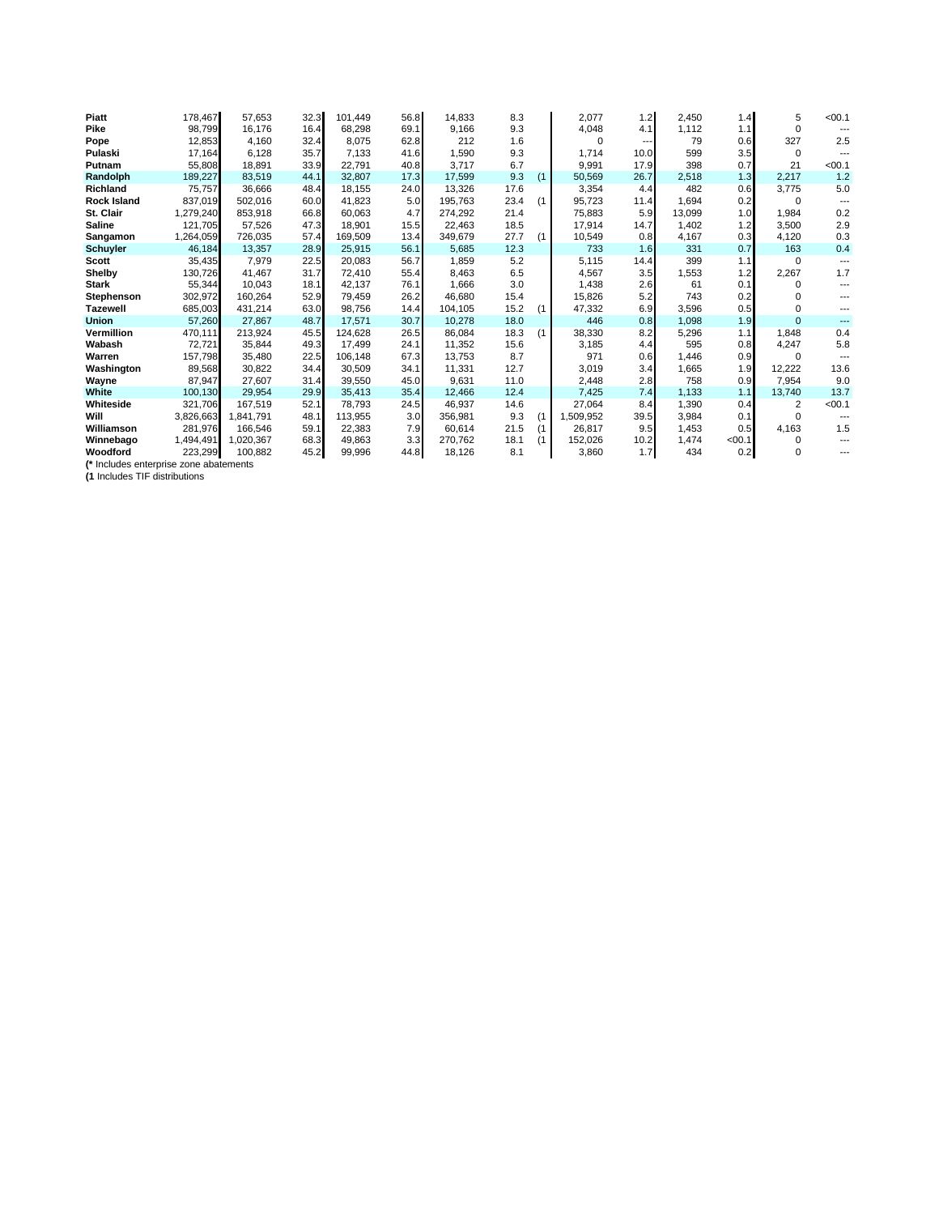| | | | | | | | | | | | | | | |
|---|---|---|---|---|---|---|---|---|---|---|---|---|---|---|
| **Piatt** | 178,467 | 57,653 | 32.3 | 101,449 | 56.8 | 14,833 | 8.3 | | 2,077 | 1.2 | 2,450 | 1.4 | 5 | <00.1 |
| **Pike** | 98,799 | 16,176 | 16.4 | 68,298 | 69.1 | 9,166 | 9.3 | | 4,048 | 4.1 | 1,112 | 1.1 | 0 | --- |
| **Pope** | 12,853 | 4,160 | 32.4 | 8,075 | 62.8 | 212 | 1.6 | | 0 | --- | 79 | 0.6 | 327 | 2.5 |
| **Pulaski** | 17,164 | 6,128 | 35.7 | 7,133 | 41.6 | 1,590 | 9.3 | | 1,714 | 10.0 | 599 | 3.5 | 0 | --- |
| **Putnam** | 55,808 | 18,891 | 33.9 | 22,791 | 40.8 | 3,717 | 6.7 | | 9,991 | 17.9 | 398 | 0.7 | 21 | <00.1 |
| **Randolph** | 189,227 | 83,519 | 44.1 | 32,807 | 17.3 | 17,599 | 9.3 | (1 | 50,569 | 26.7 | 2,518 | 1.3 | 2,217 | 1.2 |
| **Richland** | 75,757 | 36,666 | 48.4 | 18,155 | 24.0 | 13,326 | 17.6 | | 3,354 | 4.4 | 482 | 0.6 | 3,775 | 5.0 |
| **Rock Island** | 837,019 | 502,016 | 60.0 | 41,823 | 5.0 | 195,763 | 23.4 | (1 | 95,723 | 11.4 | 1,694 | 0.2 | 0 | --- |
| **St. Clair** | 1,279,240 | 853,918 | 66.8 | 60,063 | 4.7 | 274,292 | 21.4 | | 75,883 | 5.9 | 13,099 | 1.0 | 1,984 | 0.2 |
| **Saline** | 121,705 | 57,526 | 47.3 | 18,901 | 15.5 | 22,463 | 18.5 | | 17,914 | 14.7 | 1,402 | 1.2 | 3,500 | 2.9 |
| **Sangamon** | 1,264,059 | 726,035 | 57.4 | 169,509 | 13.4 | 349,679 | 27.7 | (1 | 10,549 | 0.8 | 4,167 | 0.3 | 4,120 | 0.3 |
| **Schuyler** | 46,184 | 13,357 | 28.9 | 25,915 | 56.1 | 5,685 | 12.3 | | 733 | 1.6 | 331 | 0.7 | 163 | 0.4 |
| **Scott** | 35,435 | 7,979 | 22.5 | 20,083 | 56.7 | 1,859 | 5.2 | | 5,115 | 14.4 | 399 | 1.1 | 0 | --- |
| **Shelby** | 130,726 | 41,467 | 31.7 | 72,410 | 55.4 | 8,463 | 6.5 | | 4,567 | 3.5 | 1,553 | 1.2 | 2,267 | 1.7 |
| **Stark** | 55,344 | 10,043 | 18.1 | 42,137 | 76.1 | 1,666 | 3.0 | | 1,438 | 2.6 | 61 | 0.1 | 0 | --- |
| **Stephenson** | 302,972 | 160,264 | 52.9 | 79,459 | 26.2 | 46,680 | 15.4 | | 15,826 | 5.2 | 743 | 0.2 | 0 | --- |
| **Tazewell** | 685,003 | 431,214 | 63.0 | 98,756 | 14.4 | 104,105 | 15.2 | (1 | 47,332 | 6.9 | 3,596 | 0.5 | 0 | --- |
| **Union** | 57,260 | 27,867 | 48.7 | 17,571 | 30.7 | 10,278 | 18.0 | | 446 | 0.8 | 1,098 | 1.9 | 0 | --- |
| **Vermillion** | 470,111 | 213,924 | 45.5 | 124,628 | 26.5 | 86,084 | 18.3 | (1 | 38,330 | 8.2 | 5,296 | 1.1 | 1,848 | 0.4 |
| **Wabash** | 72,721 | 35,844 | 49.3 | 17,499 | 24.1 | 11,352 | 15.6 | | 3,185 | 4.4 | 595 | 0.8 | 4,247 | 5.8 |
| **Warren** | 157,798 | 35,480 | 22.5 | 106,148 | 67.3 | 13,753 | 8.7 | | 971 | 0.6 | 1,446 | 0.9 | 0 | --- |
| **Washington** | 89,568 | 30,822 | 34.4 | 30,509 | 34.1 | 11,331 | 12.7 | | 3,019 | 3.4 | 1,665 | 1.9 | 12,222 | 13.6 |
| **Wayne** | 87,947 | 27,607 | 31.4 | 39,550 | 45.0 | 9,631 | 11.0 | | 2,448 | 2.8 | 758 | 0.9 | 7,954 | 9.0 |
| **White** | 100,130 | 29,954 | 29.9 | 35,413 | 35.4 | 12,466 | 12.4 | | 7,425 | 7.4 | 1,133 | 1.1 | 13,740 | 13.7 |
| **Whiteside** | 321,706 | 167,519 | 52.1 | 78,793 | 24.5 | 46,937 | 14.6 | | 27,064 | 8.4 | 1,390 | 0.4 | 2 | <00.1 |
| **Will** | 3,826,663 | 1,841,791 | 48.1 | 113,955 | 3.0 | 356,981 | 9.3 | (1 | 1,509,952 | 39.5 | 3,984 | 0.1 | 0 | --- |
| **Williamson** | 281,976 | 166,546 | 59.1 | 22,383 | 7.9 | 60,614 | 21.5 | (1 | 26,817 | 9.5 | 1,453 | 0.5 | 4,163 | 1.5 |
| **Winnebago** | 1,494,491 | 1,020,367 | 68.3 | 49,863 | 3.3 | 270,762 | 18.1 | (1 | 152,026 | 10.2 | 1,474 | <00.1 | 0 | --- |
| **Woodford** | 223,299 | 100,882 | 45.2 | 99,996 | 44.8 | 18,126 | 8.1 | | 3,860 | 1.7 | 434 | 0.2 | 0 | --- |

**(*** Includes enterprise zone abatements

**(1** Includes TIF distributions